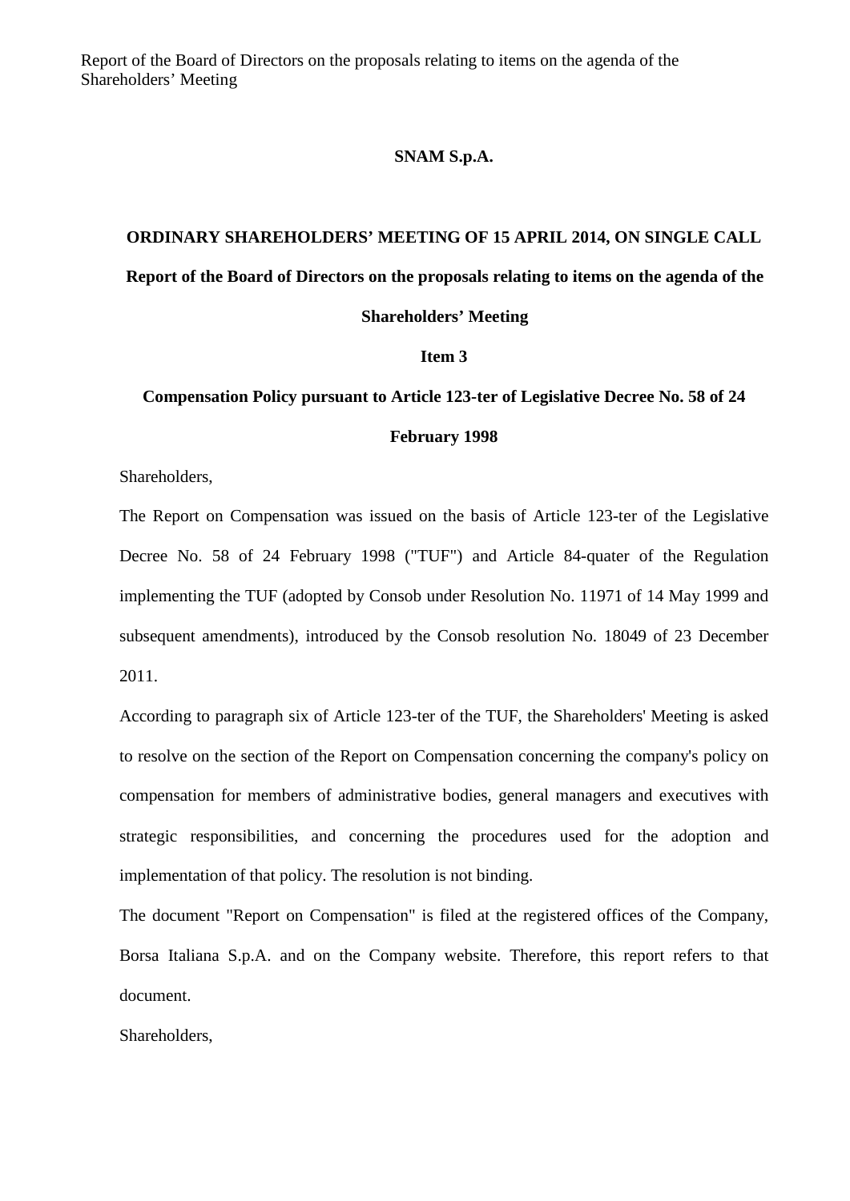**SNAM S.p.A.**

**ORDINARY SHAREHOLDERS' MEETING OF 15 APRIL 2014, ON SINGLE CALL**

**Report of the Board of Directors on the proposals relating to items on the agenda of the Shareholders' Meeting**

**Item 3**

**Compensation Policy pursuant to Article 123-ter of Legislative Decree No. 58 of 24 February 1998**

Shareholders,

The Report on Compensation was issued on the basis of Article 123-ter of the Legislative Decree No. 58 of 24 February 1998 ("TUF") and Article 84-quater of the Regulation implementing the TUF (adopted by Consob under Resolution No. 11971 of 14 May 1999 and subsequent amendments), introduced by the Consob resolution No. 18049 of 23 December 2011.

According to paragraph six of Article 123-ter of the TUF, the Shareholders' Meeting is asked to resolve on the section of the Report on Compensation concerning the company's policy on compensation for members of administrative bodies, general managers and executives with strategic responsibilities, and concerning the procedures used for the adoption and implementation of that policy. The resolution is not binding.

The document "Report on Compensation" is filed at the registered offices of the Company, Borsa Italiana S.p.A. and on the Company website. Therefore, this report refers to that document.

Shareholders,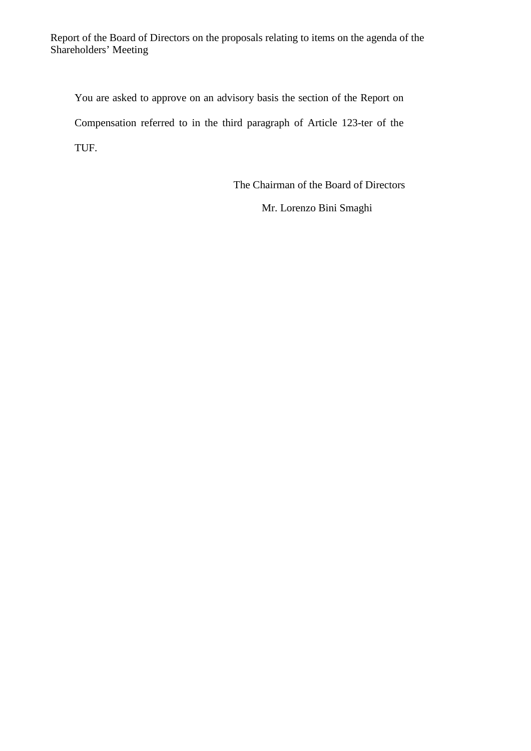You are asked to approve on an advisory basis the section of the Report on Compensation referred to in the third paragraph of Article 123-ter of the TUF.

The Chairman of the Board of Directors

Mr. Lorenzo Bini Smaghi